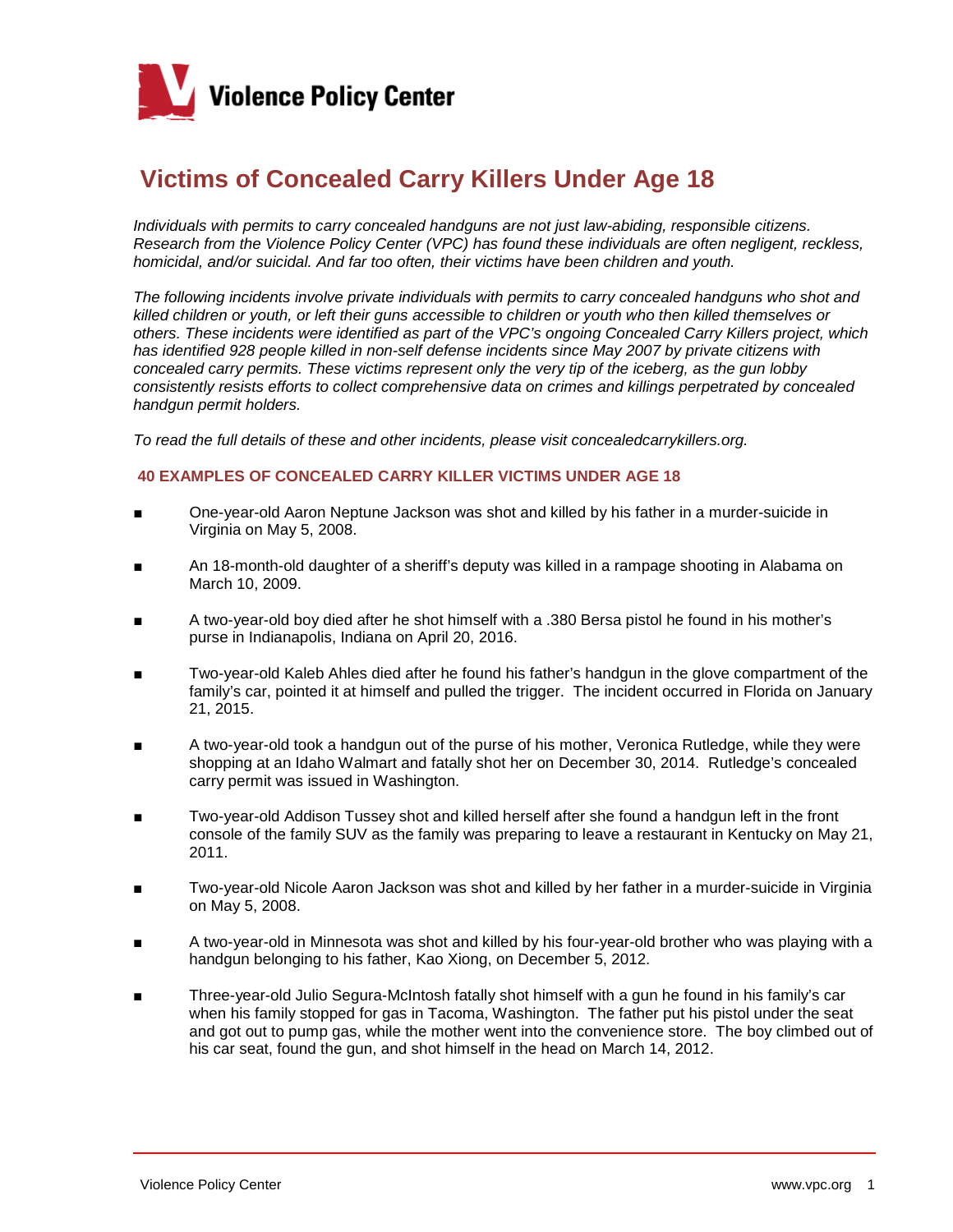Violence Policy Center

# Victims of Concealed Carry Killers Under Age 18

*Individuals with permits to carry concealed handguns are not just law-abiding, responsible citizens. Research from the Violence Policy Center (VPC) has found these individuals are often negligent, reckless, homicidal, and/or suicidal. And far too often, their victims have been children and youth.*

*The following incidents involve private individuals with permits to carry concealed handguns who shot and killed children or youth, or left their guns accessible to children or youth who then killed themselves or others. These incidents were identified as part of the VPC's ongoing Concealed Carry Killers project, which has identified 928 people killed in non-self defense incidents since May 2007 by private citizens with concealed carry permits. These victims represent only the very tip of the iceberg, as the gun lobby consistently resists efforts to collect comprehensive data on crimes and killings perpetrated by concealed handgun permit holders.*

*To read the full details of these and other incidents, please visit concealedcarrykillers.org.*

## 40 EXAMPLES OF CONCEALED CARRY KILLER VICTIMS UNDER AGE 18

- One-year-old Aaron Neptune Jackson was shot and killed by his father in a murder-suicide in Virginia on May 5, 2008.
- An 18-month-old daughter of a sheriff's deputy was killed in a rampage shooting in Alabama on March 10, 2009.
- A two-year-old boy died after he shot himself with a .380 Bersa pistol he found in his mother's purse in Indianapolis, Indiana on April 20, 2016.
- Two-year-old Kaleb Ahles died after he found his father's handgun in the glove compartment of the family's car, pointed it at himself and pulled the trigger. The incident occurred in Florida on January 21, 2015.
- A two-year-old took a handgun out of the purse of his mother, Veronica Rutledge, while they were shopping at an Idaho Walmart and fatally shot her on December 30, 2014. Rutledge's concealed carry permit was issued in Washington.
- Two-year-old Addison Tussey shot and killed herself after she found a handgun left in the front console of the family SUV as the family was preparing to leave a restaurant in Kentucky on May 21, 2011.
- Two-year-old Nicole Aaron Jackson was shot and killed by her father in a murder-suicide in Virginia on May 5, 2008.
- A two-year-old in Minnesota was shot and killed by his four-year-old brother who was playing with a handgun belonging to his father, Kao Xiong, on December 5, 2012.
- Three-year-old Julio Segura-McIntosh fatally shot himself with a gun he found in his family's car when his family stopped for gas in Tacoma, Washington. The father put his pistol under the seat and got out to pump gas, while the mother went into the convenience store. The boy climbed out of his car seat, found the gun, and shot himself in the head on March 14, 2012.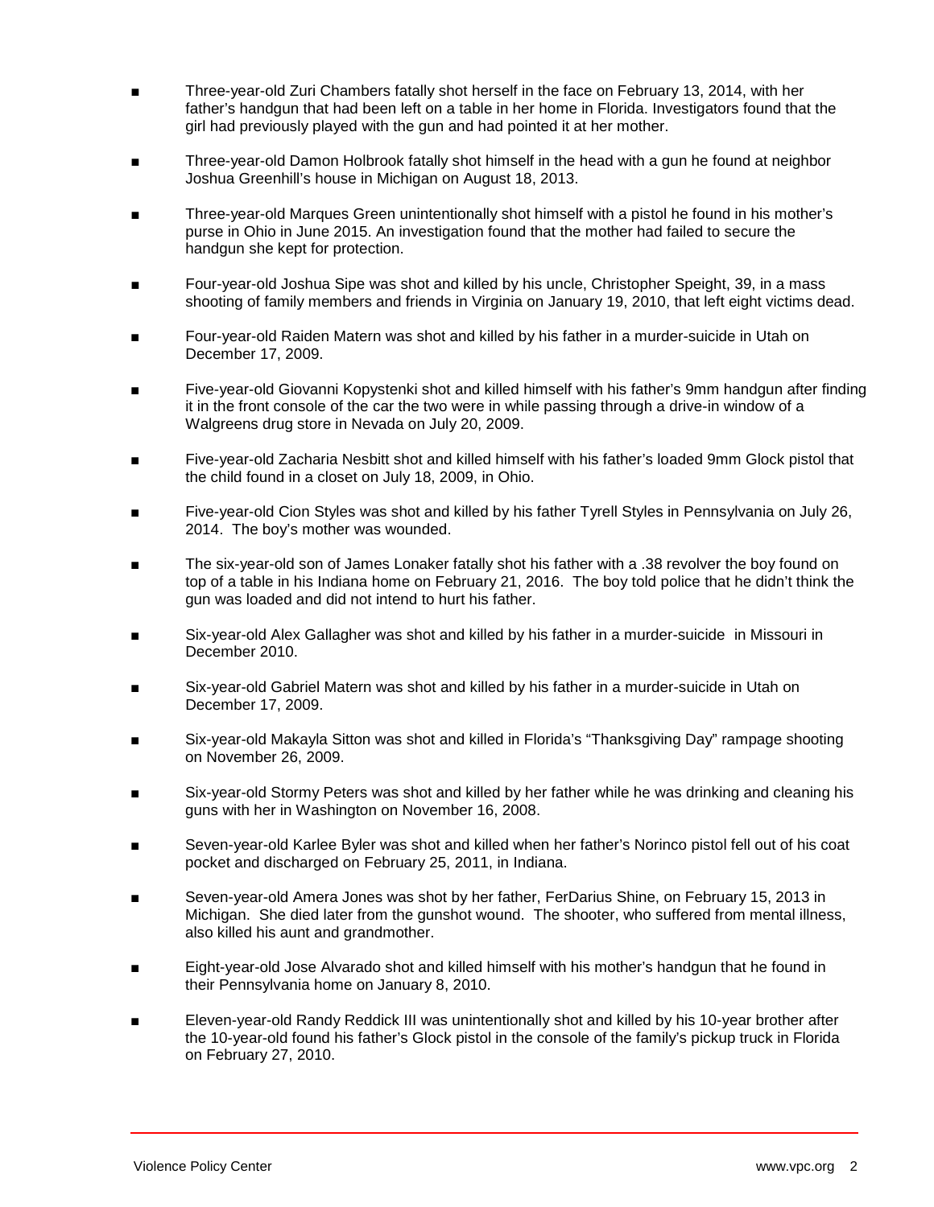- Three-year-old Zuri Chambers fatally shot herself in the face on February 13, 2014, with her father's handgun that had been left on a table in her home in Florida. Investigators found that the girl had previously played with the gun and had pointed it at her mother.

- Three-year-old Damon Holbrook fatally shot himself in the head with a gun he found at neighbor Joshua Greenhill's house in Michigan on August 18, 2013.

- Three-year-old Marques Green unintentionally shot himself with a pistol he found in his mother's purse in Ohio in June 2015. An investigation found that the mother had failed to secure the handgun she kept for protection.

- Four-year-old Joshua Sipe was shot and killed by his uncle, Christopher Speight, 39, in a mass shooting of family members and friends in Virginia on January 19, 2010, that left eight victims dead.

- Four-year-old Raiden Matern was shot and killed by his father in a murder-suicide in Utah on December 17, 2009.

- Five-year-old Giovanni Kopystenki shot and killed himself with his father's 9mm handgun after finding it in the front console of the car the two were in while passing through a drive-in window of a Walgreens drug store in Nevada on July 20, 2009.

- Five-year-old Zacharia Nesbitt shot and killed himself with his father's loaded 9mm Glock pistol that the child found in a closet on July 18, 2009, in Ohio.

- Five-year-old Cion Styles was shot and killed by his father Tyrell Styles in Pennsylvania on July 26, 2014. The boy's mother was wounded.

- The six-year-old son of James Lonaker fatally shot his father with a .38 revolver the boy found on top of a table in his Indiana home on February 21, 2016. The boy told police that he didn't think the gun was loaded and did not intend to hurt his father.

- Six-year-old Alex Gallagher was shot and killed by his father in a murder-suicide in Missouri in December 2010.

- Six-year-old Gabriel Matern was shot and killed by his father in a murder-suicide in Utah on December 17, 2009.

- Six-year-old Makayla Sitton was shot and killed in Florida's "Thanksgiving Day" rampage shooting on November 26, 2009.

- Six-year-old Stormy Peters was shot and killed by her father while he was drinking and cleaning his guns with her in Washington on November 16, 2008.

- Seven-year-old Karlee Byler was shot and killed when her father's Norinco pistol fell out of his coat pocket and discharged on February 25, 2011, in Indiana.

- Seven-year-old Amera Jones was shot by her father, FerDarius Shine, on February 15, 2013 in Michigan. She died later from the gunshot wound. The shooter, who suffered from mental illness, also killed his aunt and grandmother.

- Eight-year-old Jose Alvarado shot and killed himself with his mother's handgun that he found in their Pennsylvania home on January 8, 2010.

- Eleven-year-old Randy Reddick III was unintentionally shot and killed by his 10-year brother after the 10-year-old found his father's Glock pistol in the console of the family's pickup truck in Florida on February 27, 2010.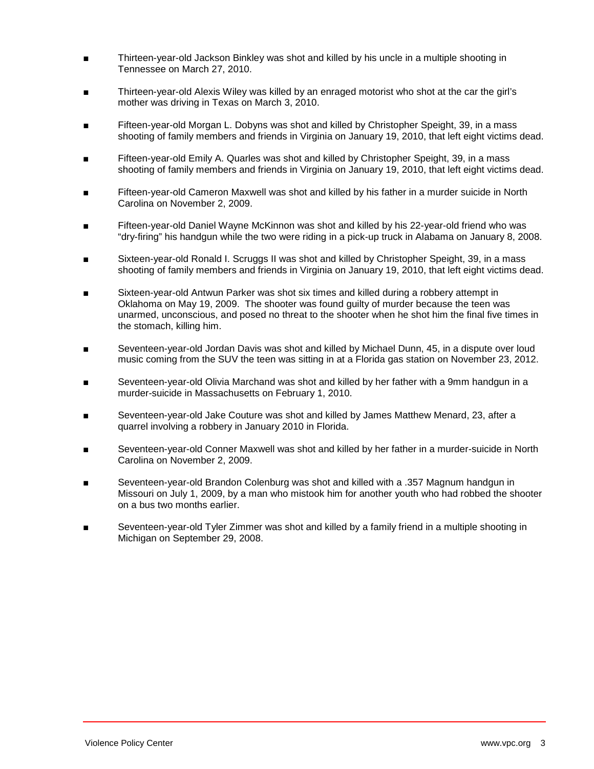- Thirteen-year-old Jackson Binkley was shot and killed by his uncle in a multiple shooting in Tennessee on March 27, 2010.
- Thirteen-year-old Alexis Wiley was killed by an enraged motorist who shot at the car the girl's mother was driving in Texas on March 3, 2010.
- Fifteen-year-old Morgan L. Dobyns was shot and killed by Christopher Speight, 39, in a mass shooting of family members and friends in Virginia on January 19, 2010, that left eight victims dead.
- Fifteen-year-old Emily A. Quarles was shot and killed by Christopher Speight, 39, in a mass shooting of family members and friends in Virginia on January 19, 2010, that left eight victims dead.
- Fifteen-year-old Cameron Maxwell was shot and killed by his father in a murder suicide in North Carolina on November 2, 2009.
- Fifteen-year-old Daniel Wayne McKinnon was shot and killed by his 22-year-old friend who was "dry-firing" his handgun while the two were riding in a pick-up truck in Alabama on January 8, 2008.
- Sixteen-year-old Ronald I. Scruggs II was shot and killed by Christopher Speight, 39, in a mass shooting of family members and friends in Virginia on January 19, 2010, that left eight victims dead.
- Sixteen-year-old Antwun Parker was shot six times and killed during a robbery attempt in Oklahoma on May 19, 2009. The shooter was found guilty of murder because the teen was unarmed, unconscious, and posed no threat to the shooter when he shot him the final five times in the stomach, killing him.
- Seventeen-year-old Jordan Davis was shot and killed by Michael Dunn, 45, in a dispute over loud music coming from the SUV the teen was sitting in at a Florida gas station on November 23, 2012.
- Seventeen-year-old Olivia Marchand was shot and killed by her father with a 9mm handgun in a murder-suicide in Massachusetts on February 1, 2010.
- Seventeen-year-old Jake Couture was shot and killed by James Matthew Menard, 23, after a quarrel involving a robbery in January 2010 in Florida.
- Seventeen-year-old Conner Maxwell was shot and killed by her father in a murder-suicide in North Carolina on November 2, 2009.
- Seventeen-year-old Brandon Colenburg was shot and killed with a .357 Magnum handgun in Missouri on July 1, 2009, by a man who mistook him for another youth who had robbed the shooter on a bus two months earlier.
- Seventeen-year-old Tyler Zimmer was shot and killed by a family friend in a multiple shooting in Michigan on September 29, 2008.